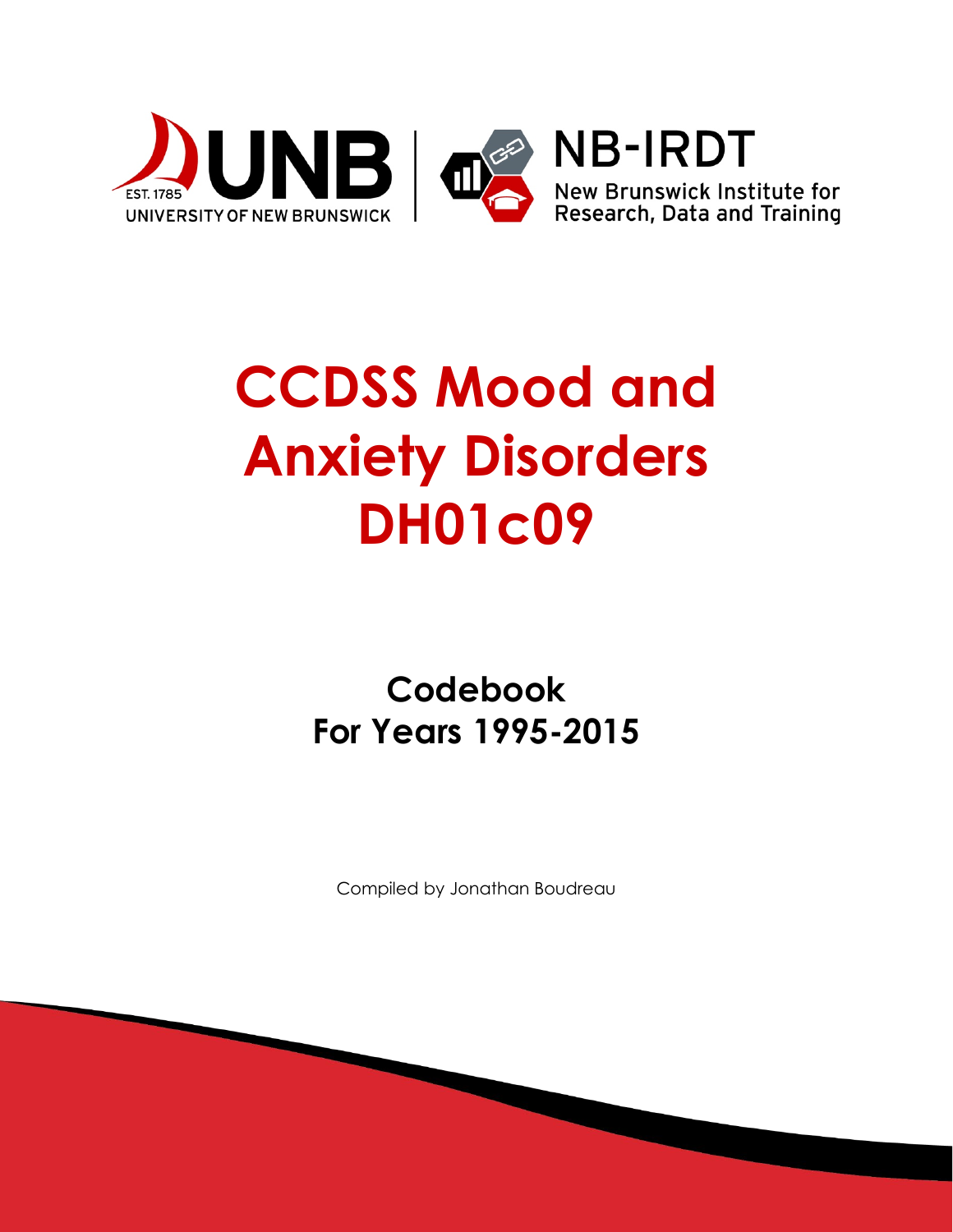UNB | EST. 1785 UNIVERSITY OF NEW BRUNSWICK

NB-IRDT New Brunswick Institute for Research, Data and Training

# CCDSS Mood and Anxiety Disorders DH01c09

## Codebook
## For Years 1995-2015

Compiled by Jonathan Boudreau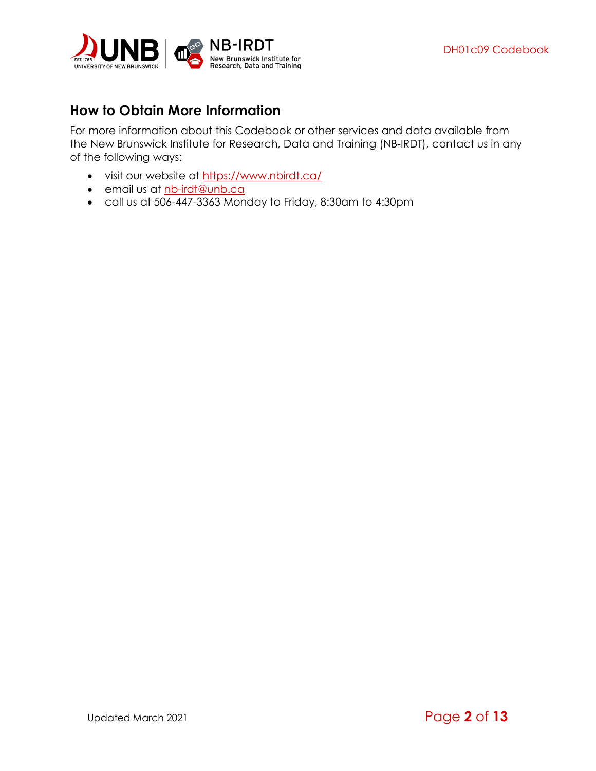## How to Obtain More Information

For more information about this Codebook or other services and data available from the New Brunswick Institute for Research, Data and Training (NB-IRDT), contact us in any of the following ways:

- visit our website at [https://www.nbirdt.ca/](https://www.nbirdt.ca/)
- email us at [nb-irdt@unb.ca](mailto:nb-irdt@unb.ca)
- call us at 506-447-3363 Monday to Friday, 8:30am to 4:30pm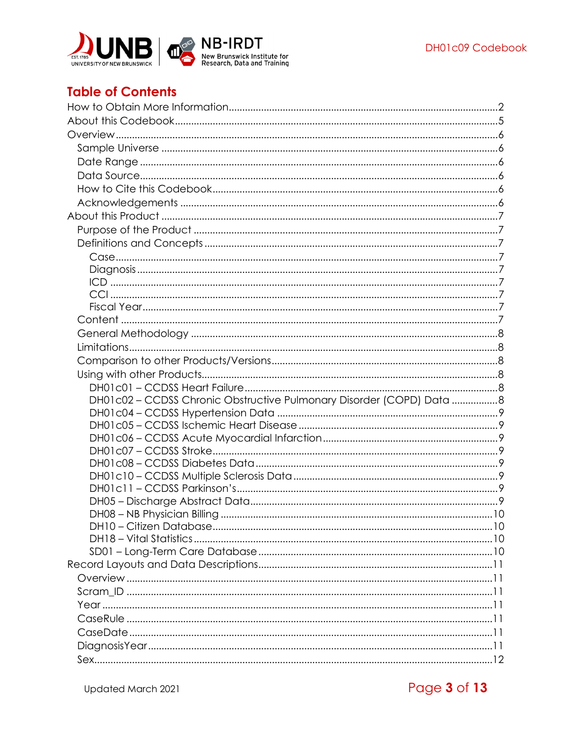# Table of Contents

How to Obtain More Information....2
About this Codebook....5
Overview....6
- Sample Universe....6
- Date Range....6
- Data Source....6
- How to Cite this Codebook....6
- Acknowledgements....6

About this Product....7
- Purpose of the Product....7
- Definitions and Concepts....7
  - Case....7
  - Diagnosis....7
  - ICD....7
  - CCI....7
  - Fiscal Year....7
- Content....7
- General Methodology....8
- Limitations....8
- Comparison to other Products/Versions....8
- Using with other Products....8
  - DH01c01 – CCDSS Heart Failure....8
  - DH01c02 – CCDSS Chronic Obstructive Pulmonary Disorder (COPD) Data....8
  - DH01c04 – CCDSS Hypertension Data....9
  - DH01c05 – CCDSS Ischemic Heart Disease....9
  - DH01c06 – CCDSS Acute Myocardial Infarction....9
  - DH01c07 – CCDSS Stroke....9
  - DH01c08 – CCDSS Diabetes Data....9
  - DH01c10 – CCDSS Multiple Sclerosis Data....9
  - DH01c11 – CCDSS Parkinson's....9
  - DH05 – Discharge Abstract Data....9
  - DH08 – NB Physician Billing....10
  - DH10 – Citizen Database....10
  - DH18 – Vital Statistics....10
  - SD01 – Long-Term Care Database....10

Record Layouts and Data Descriptions....11
- Overview....11
- Scram_ID....11
- Year....11
- CaseRule....11
- CaseDate....11
- DiagnosisYear....11
- Sex....12

Updated March 2021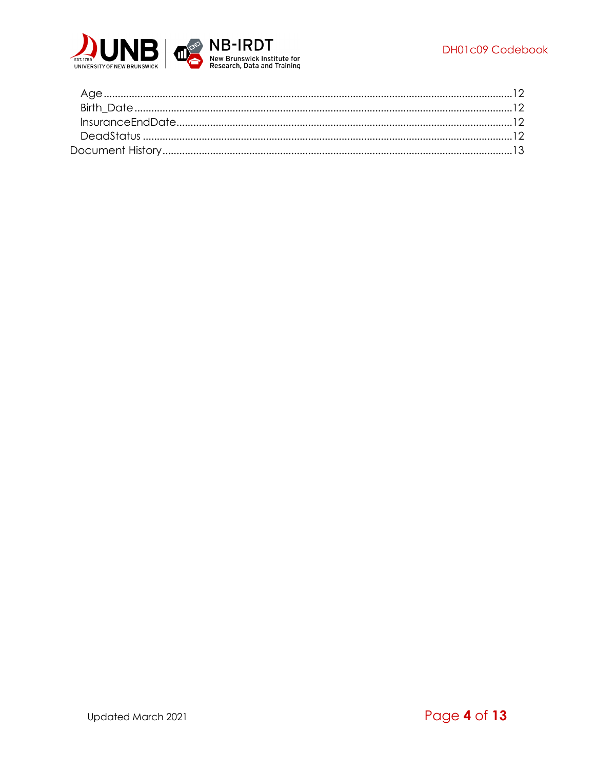- Age ......................................................................................................................................12
- Birth_Date ............................................................................................................................12
- InsuranceEndDate.................................................................................................................12
- DeadStatus ...........................................................................................................................12

Document History.....................................................................................................................13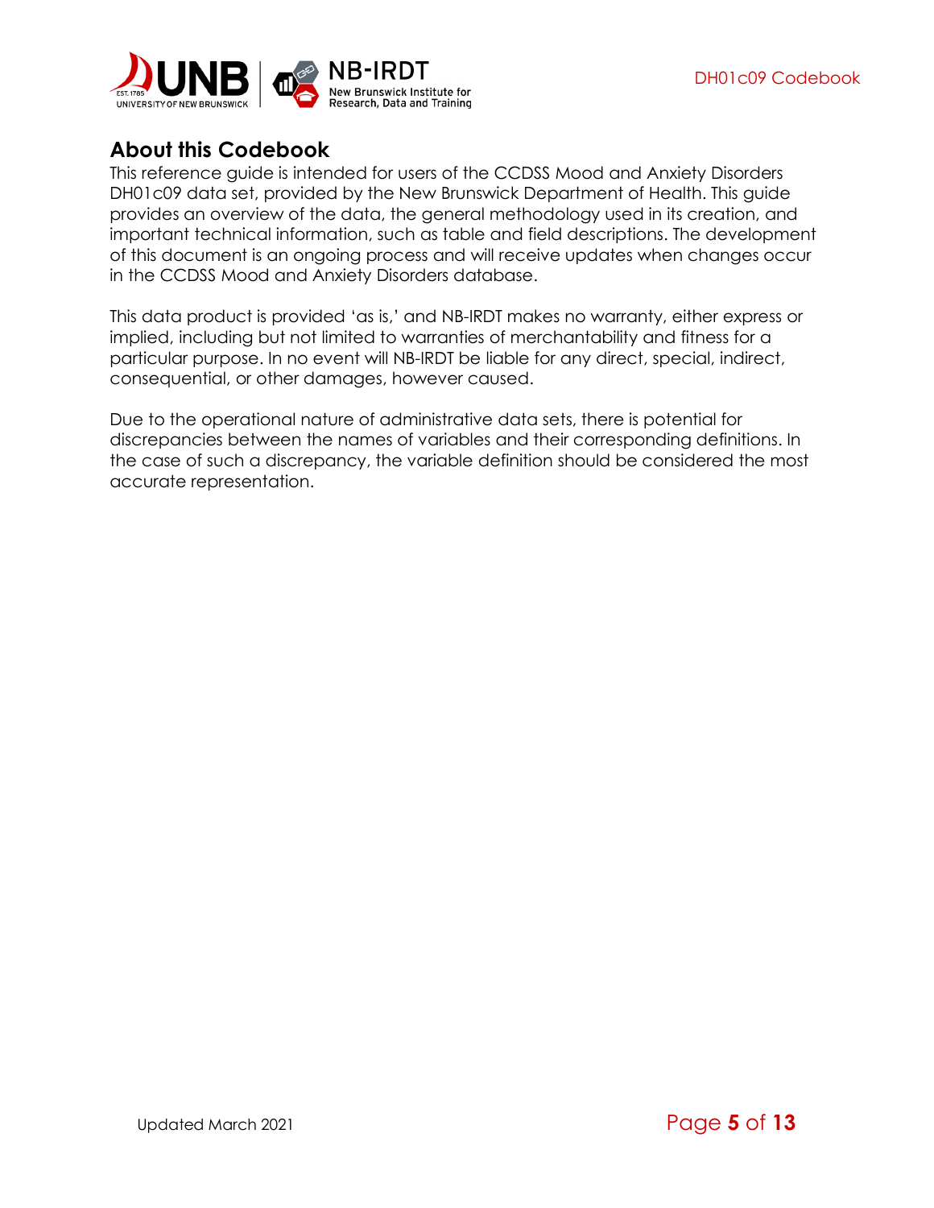## About this Codebook

This reference guide is intended for users of the CCDSS Mood and Anxiety Disorders DH01c09 data set, provided by the New Brunswick Department of Health. This guide provides an overview of the data, the general methodology used in its creation, and important technical information, such as table and field descriptions. The development of this document is an ongoing process and will receive updates when changes occur in the CCDSS Mood and Anxiety Disorders database.

This data product is provided 'as is,' and NB-IRDT makes no warranty, either express or implied, including but not limited to warranties of merchantability and fitness for a particular purpose. In no event will NB-IRDT be liable for any direct, special, indirect, consequential, or other damages, however caused.

Due to the operational nature of administrative data sets, there is potential for discrepancies between the names of variables and their corresponding definitions. In the case of such a discrepancy, the variable definition should be considered the most accurate representation.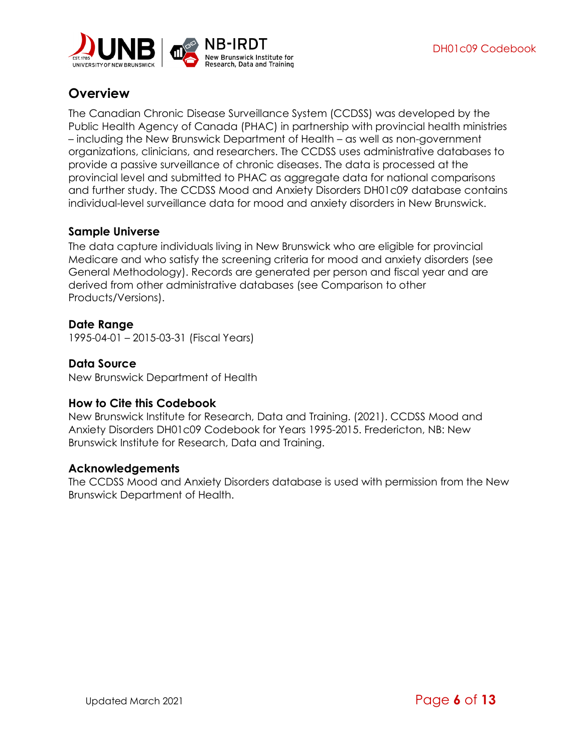## Overview

The Canadian Chronic Disease Surveillance System (CCDSS) was developed by the Public Health Agency of Canada (PHAC) in partnership with provincial health ministries – including the New Brunswick Department of Health – as well as non-government organizations, clinicians, and researchers. The CCDSS uses administrative databases to provide a passive surveillance of chronic diseases. The data is processed at the provincial level and submitted to PHAC as aggregate data for national comparisons and further study. The CCDSS Mood and Anxiety Disorders DH01c09 database contains individual-level surveillance data for mood and anxiety disorders in New Brunswick.

### Sample Universe

The data capture individuals living in New Brunswick who are eligible for provincial Medicare and who satisfy the screening criteria for mood and anxiety disorders (see General Methodology). Records are generated per person and fiscal year and are derived from other administrative databases (see Comparison to other Products/Versions).

### Date Range

1995-04-01 – 2015-03-31 (Fiscal Years)

### Data Source

New Brunswick Department of Health

### How to Cite this Codebook

New Brunswick Institute for Research, Data and Training. (2021). CCDSS Mood and Anxiety Disorders DH01c09 Codebook for Years 1995-2015. Fredericton, NB: New Brunswick Institute for Research, Data and Training.

### Acknowledgements

The CCDSS Mood and Anxiety Disorders database is used with permission from the New Brunswick Department of Health.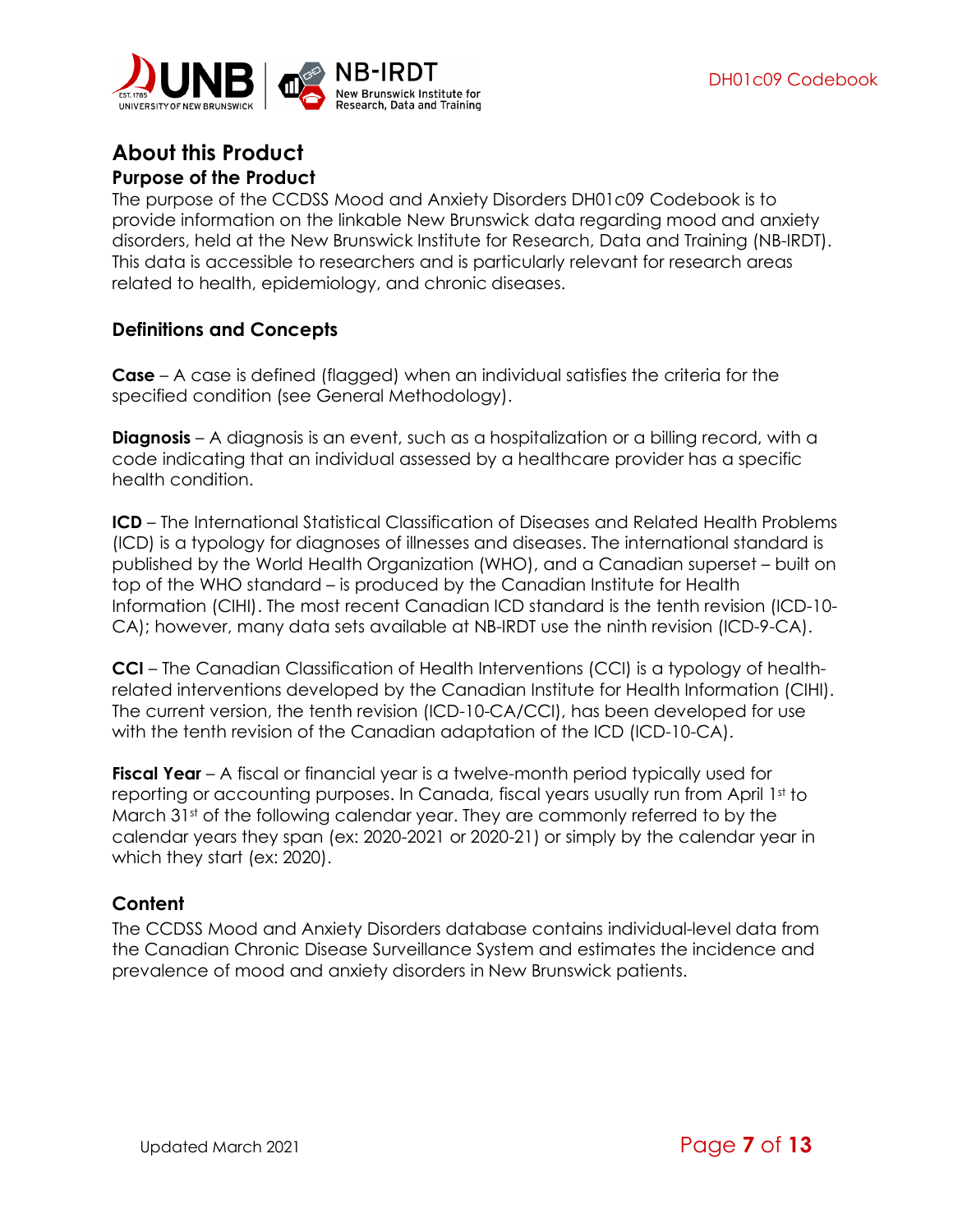# About this Product

## Purpose of the Product

The purpose of the CCDSS Mood and Anxiety Disorders DH01c09 Codebook is to provide information on the linkable New Brunswick data regarding mood and anxiety disorders, held at the New Brunswick Institute for Research, Data and Training (NB-IRDT). This data is accessible to researchers and is particularly relevant for research areas related to health, epidemiology, and chronic diseases.

## Definitions and Concepts

**Case** – A case is defined (flagged) when an individual satisfies the criteria for the specified condition (see General Methodology).

**Diagnosis** – A diagnosis is an event, such as a hospitalization or a billing record, with a code indicating that an individual assessed by a healthcare provider has a specific health condition.

**ICD** – The International Statistical Classification of Diseases and Related Health Problems (ICD) is a typology for diagnoses of illnesses and diseases. The international standard is published by the World Health Organization (WHO), and a Canadian superset – built on top of the WHO standard – is produced by the Canadian Institute for Health Information (CIHI). The most recent Canadian ICD standard is the tenth revision (ICD-10-CA); however, many data sets available at NB-IRDT use the ninth revision (ICD-9-CA).

**CCI** – The Canadian Classification of Health Interventions (CCI) is a typology of health-related interventions developed by the Canadian Institute for Health Information (CIHI). The current version, the tenth revision (ICD-10-CA/CCI), has been developed for use with the tenth revision of the Canadian adaptation of the ICD (ICD-10-CA).

**Fiscal Year** – A fiscal or financial year is a twelve-month period typically used for reporting or accounting purposes. In Canada, fiscal years usually run from April 1st to March 31st of the following calendar year. They are commonly referred to by the calendar years they span (ex: 2020-2021 or 2020-21) or simply by the calendar year in which they start (ex: 2020).

## Content

The CCDSS Mood and Anxiety Disorders database contains individual-level data from the Canadian Chronic Disease Surveillance System and estimates the incidence and prevalence of mood and anxiety disorders in New Brunswick patients.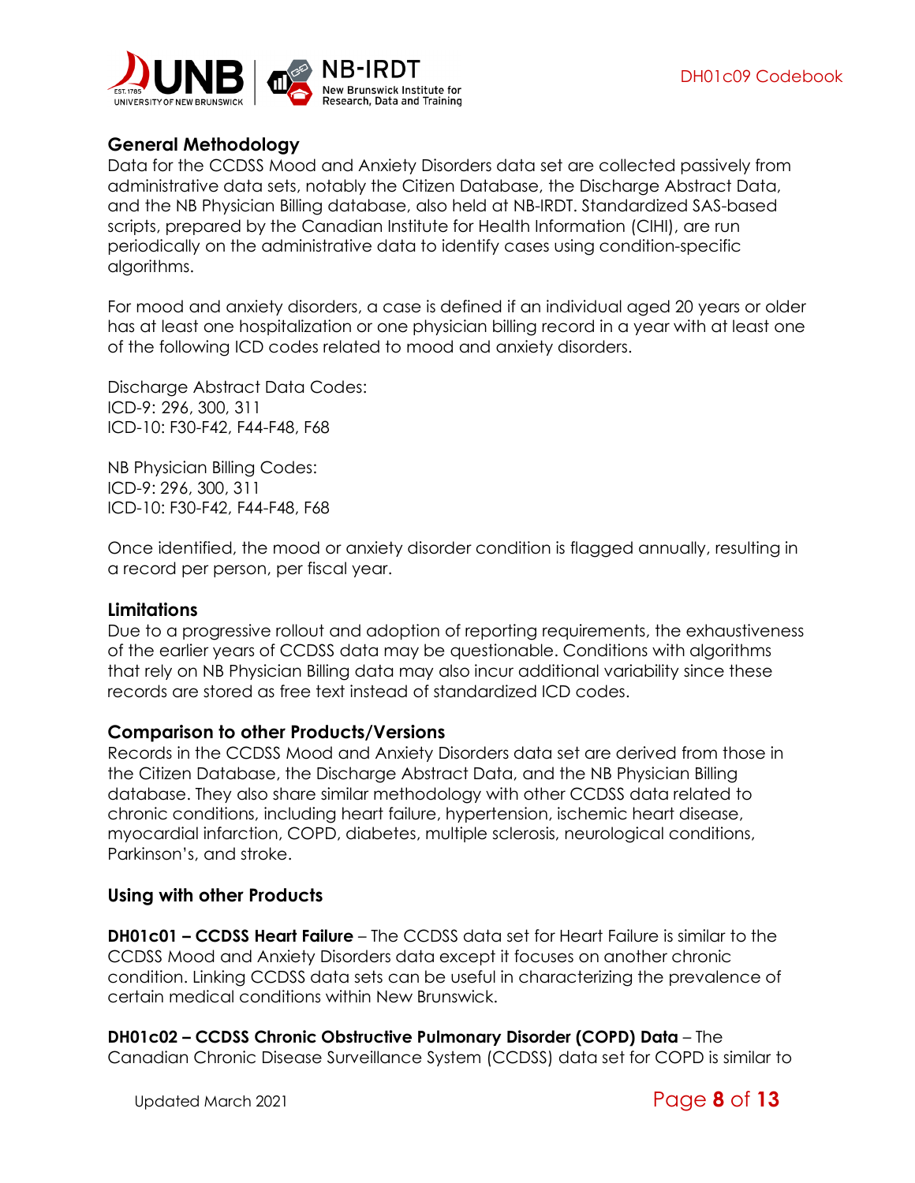## General Methodology

Data for the CCDSS Mood and Anxiety Disorders data set are collected passively from administrative data sets, notably the Citizen Database, the Discharge Abstract Data, and the NB Physician Billing database, also held at NB-IRDT. Standardized SAS-based scripts, prepared by the Canadian Institute for Health Information (CIHI), are run periodically on the administrative data to identify cases using condition-specific algorithms.

For mood and anxiety disorders, a case is defined if an individual aged 20 years or older has at least one hospitalization or one physician billing record in a year with at least one of the following ICD codes related to mood and anxiety disorders.

Discharge Abstract Data Codes:
ICD-9: 296, 300, 311
ICD-10: F30-F42, F44-F48, F68

NB Physician Billing Codes:
ICD-9: 296, 300, 311
ICD-10: F30-F42, F44-F48, F68

Once identified, the mood or anxiety disorder condition is flagged annually, resulting in a record per person, per fiscal year.

## Limitations

Due to a progressive rollout and adoption of reporting requirements, the exhaustiveness of the earlier years of CCDSS data may be questionable. Conditions with algorithms that rely on NB Physician Billing data may also incur additional variability since these records are stored as free text instead of standardized ICD codes.

## Comparison to other Products/Versions

Records in the CCDSS Mood and Anxiety Disorders data set are derived from those in the Citizen Database, the Discharge Abstract Data, and the NB Physician Billing database. They also share similar methodology with other CCDSS data related to chronic conditions, including heart failure, hypertension, ischemic heart disease, myocardial infarction, COPD, diabetes, multiple sclerosis, neurological conditions, Parkinson's, and stroke.

## Using with other Products

**DH01c01 – CCDSS Heart Failure** – The CCDSS data set for Heart Failure is similar to the CCDSS Mood and Anxiety Disorders data except it focuses on another chronic condition. Linking CCDSS data sets can be useful in characterizing the prevalence of certain medical conditions within New Brunswick.

**DH01c02 – CCDSS Chronic Obstructive Pulmonary Disorder (COPD) Data** – The Canadian Chronic Disease Surveillance System (CCDSS) data set for COPD is similar to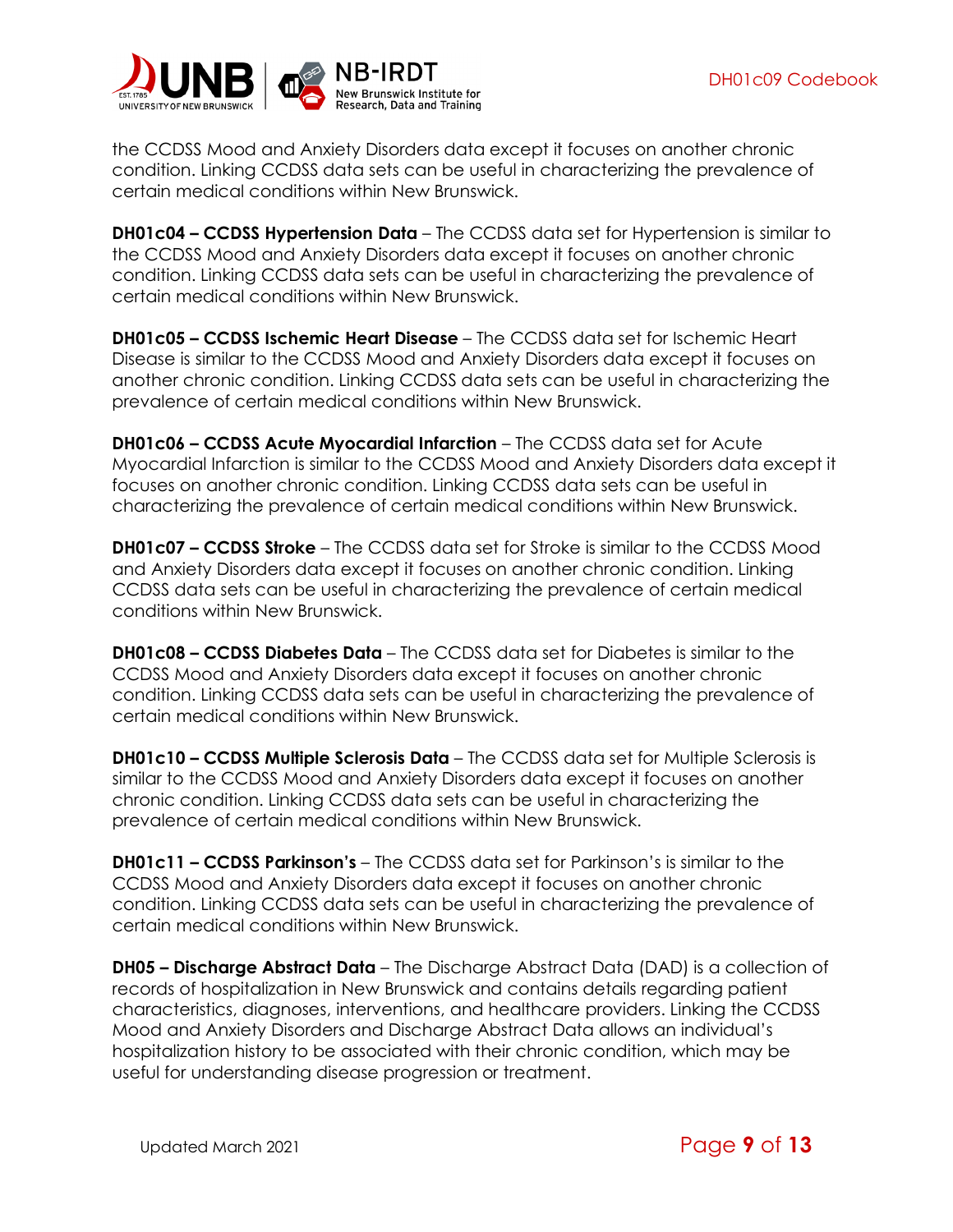the CCDSS Mood and Anxiety Disorders data except it focuses on another chronic condition. Linking CCDSS data sets can be useful in characterizing the prevalence of certain medical conditions within New Brunswick.

**DH01c04 – CCDSS Hypertension Data** – The CCDSS data set for Hypertension is similar to the CCDSS Mood and Anxiety Disorders data except it focuses on another chronic condition. Linking CCDSS data sets can be useful in characterizing the prevalence of certain medical conditions within New Brunswick.

**DH01c05 – CCDSS Ischemic Heart Disease** – The CCDSS data set for Ischemic Heart Disease is similar to the CCDSS Mood and Anxiety Disorders data except it focuses on another chronic condition. Linking CCDSS data sets can be useful in characterizing the prevalence of certain medical conditions within New Brunswick.

**DH01c06 – CCDSS Acute Myocardial Infarction** – The CCDSS data set for Acute Myocardial Infarction is similar to the CCDSS Mood and Anxiety Disorders data except it focuses on another chronic condition. Linking CCDSS data sets can be useful in characterizing the prevalence of certain medical conditions within New Brunswick.

**DH01c07 – CCDSS Stroke** – The CCDSS data set for Stroke is similar to the CCDSS Mood and Anxiety Disorders data except it focuses on another chronic condition. Linking CCDSS data sets can be useful in characterizing the prevalence of certain medical conditions within New Brunswick.

**DH01c08 – CCDSS Diabetes Data** – The CCDSS data set for Diabetes is similar to the CCDSS Mood and Anxiety Disorders data except it focuses on another chronic condition. Linking CCDSS data sets can be useful in characterizing the prevalence of certain medical conditions within New Brunswick.

**DH01c10 – CCDSS Multiple Sclerosis Data** – The CCDSS data set for Multiple Sclerosis is similar to the CCDSS Mood and Anxiety Disorders data except it focuses on another chronic condition. Linking CCDSS data sets can be useful in characterizing the prevalence of certain medical conditions within New Brunswick.

**DH01c11 – CCDSS Parkinson's** – The CCDSS data set for Parkinson's is similar to the CCDSS Mood and Anxiety Disorders data except it focuses on another chronic condition. Linking CCDSS data sets can be useful in characterizing the prevalence of certain medical conditions within New Brunswick.

**DH05 – Discharge Abstract Data** – The Discharge Abstract Data (DAD) is a collection of records of hospitalization in New Brunswick and contains details regarding patient characteristics, diagnoses, interventions, and healthcare providers. Linking the CCDSS Mood and Anxiety Disorders and Discharge Abstract Data allows an individual's hospitalization history to be associated with their chronic condition, which may be useful for understanding disease progression or treatment.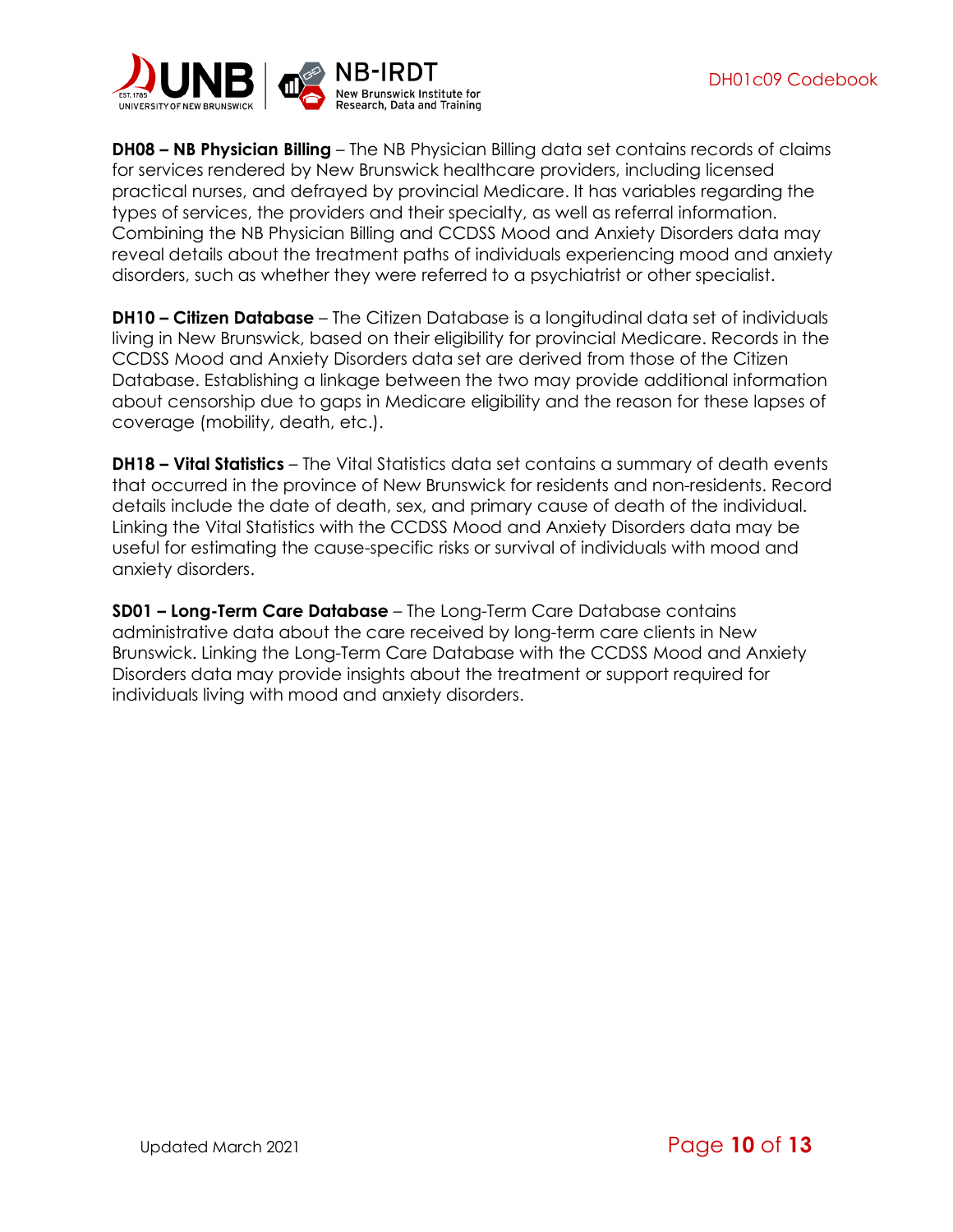**DH08 – NB Physician Billing** – The NB Physician Billing data set contains records of claims for services rendered by New Brunswick healthcare providers, including licensed practical nurses, and defrayed by provincial Medicare. It has variables regarding the types of services, the providers and their specialty, as well as referral information. Combining the NB Physician Billing and CCDSS Mood and Anxiety Disorders data may reveal details about the treatment paths of individuals experiencing mood and anxiety disorders, such as whether they were referred to a psychiatrist or other specialist.

**DH10 – Citizen Database** – The Citizen Database is a longitudinal data set of individuals living in New Brunswick, based on their eligibility for provincial Medicare. Records in the CCDSS Mood and Anxiety Disorders data set are derived from those of the Citizen Database. Establishing a linkage between the two may provide additional information about censorship due to gaps in Medicare eligibility and the reason for these lapses of coverage (mobility, death, etc.).

**DH18 – Vital Statistics** – The Vital Statistics data set contains a summary of death events that occurred in the province of New Brunswick for residents and non-residents. Record details include the date of death, sex, and primary cause of death of the individual. Linking the Vital Statistics with the CCDSS Mood and Anxiety Disorders data may be useful for estimating the cause-specific risks or survival of individuals with mood and anxiety disorders.

**SD01 – Long-Term Care Database** – The Long-Term Care Database contains administrative data about the care received by long-term care clients in New Brunswick. Linking the Long-Term Care Database with the CCDSS Mood and Anxiety Disorders data may provide insights about the treatment or support required for individuals living with mood and anxiety disorders.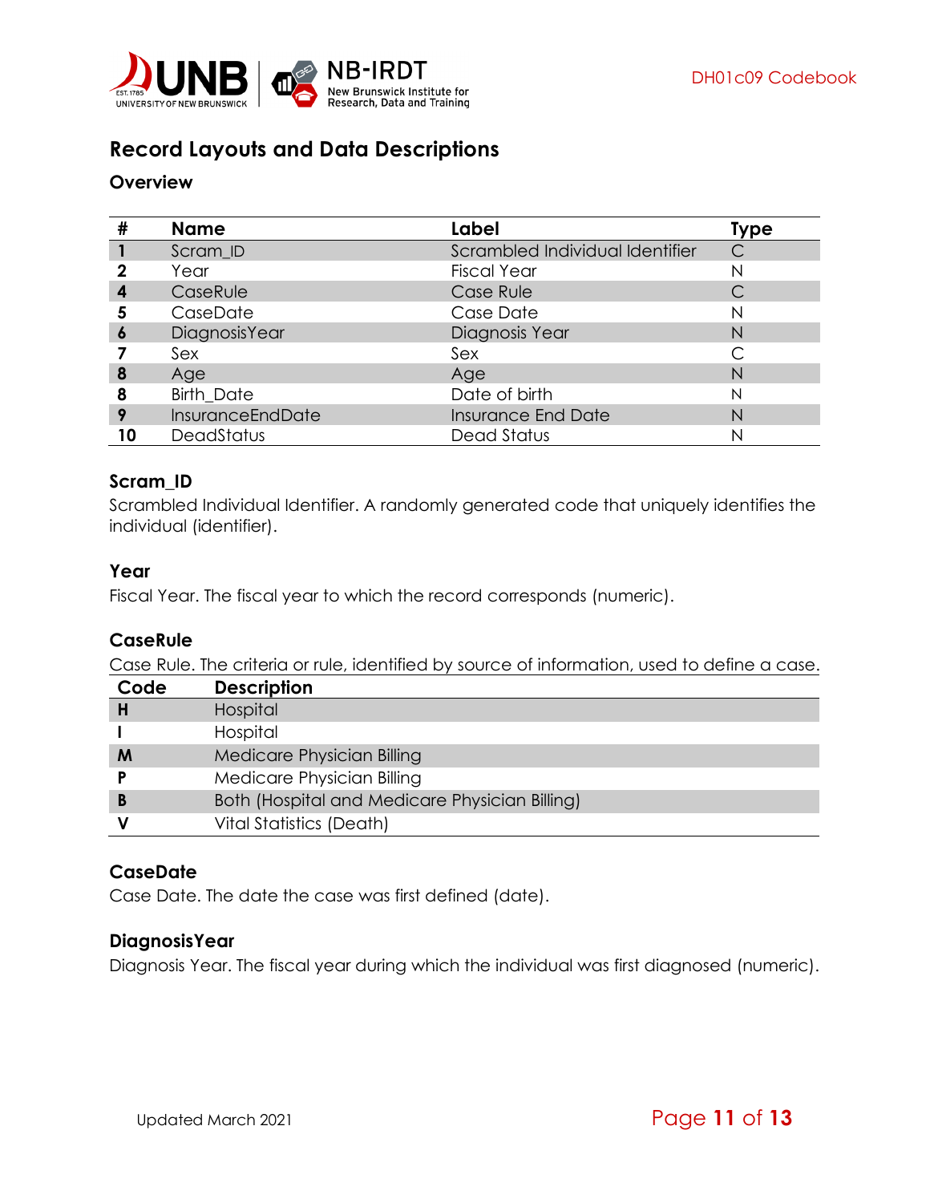# Record Layouts and Data Descriptions

## Overview

| # | Name | Label | Type |
|---|---|---|---|
| 1 | Scram_ID | Scrambled Individual Identifier | C |
| 2 | Year | Fiscal Year | N |
| 4 | CaseRule | Case Rule | C |
| 5 | CaseDate | Case Date | N |
| 6 | DiagnosisYear | Diagnosis Year | N |
| 7 | Sex | Sex | C |
| 8 | Age | Age | N |
| 8 | Birth_Date | Date of birth | N |
| 9 | InsuranceEndDate | Insurance End Date | N |
| 10 | DeadStatus | Dead Status | N |

### Scram_ID

Scrambled Individual Identifier. A randomly generated code that uniquely identifies the individual (identifier).

### Year

Fiscal Year. The fiscal year to which the record corresponds (numeric).

### CaseRule

Case Rule. The criteria or rule, identified by source of information, used to define a case.

| Code | Description |
|---|---|
| **H** | Hospital |
| **I** | Hospital |
| **M** | Medicare Physician Billing |
| **P** | Medicare Physician Billing |
| **B** | Both (Hospital and Medicare Physician Billing) |
| **V** | Vital Statistics (Death) |

### CaseDate

Case Date. The date the case was first defined (date).

### DiagnosisYear

Diagnosis Year. The fiscal year during which the individual was first diagnosed (numeric).

Updated March 2021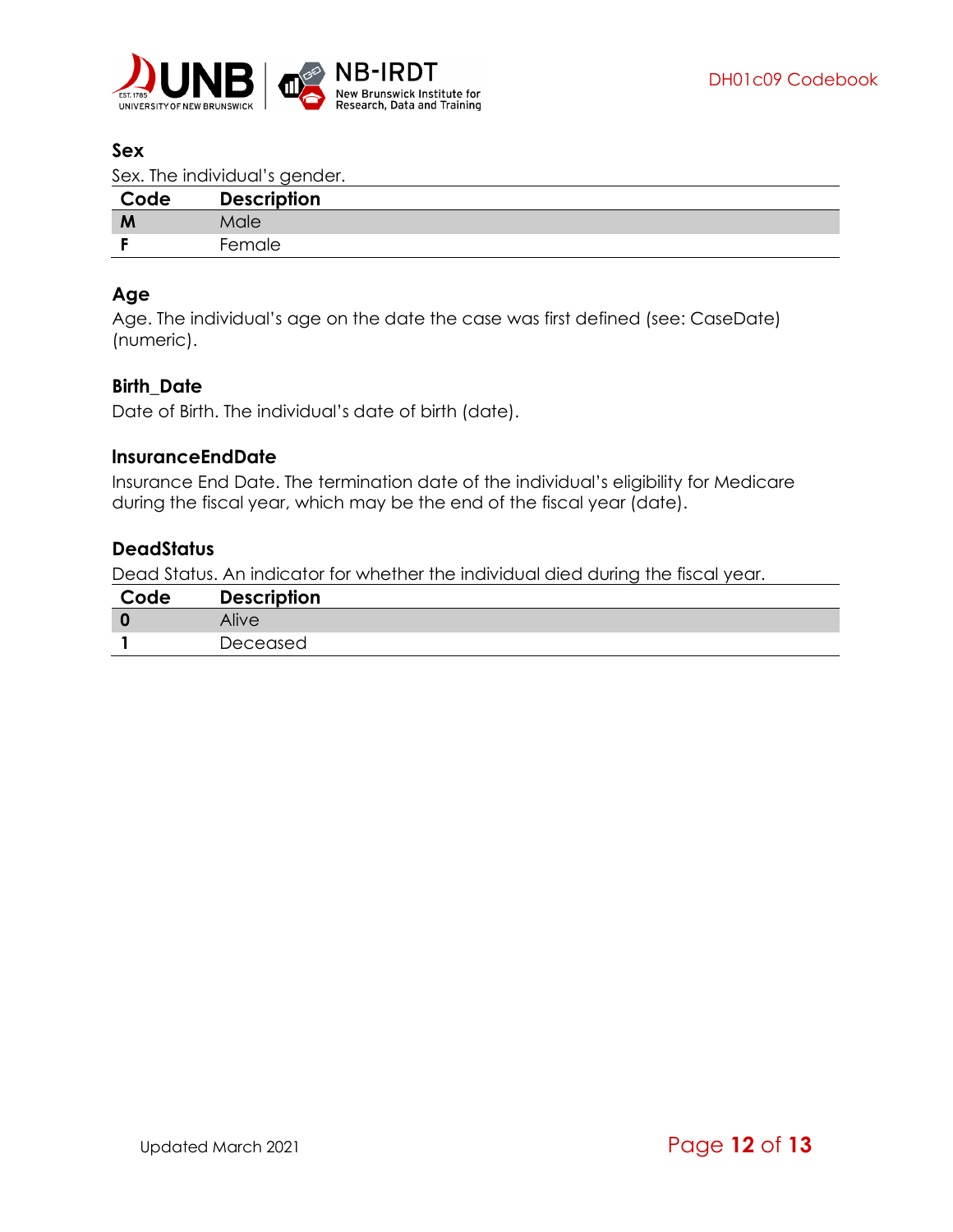### Sex

Sex. The individual's gender.

| Code | Description |
|---|---|
| **M** | Male |
| **F** | Female |

### Age

Age. The individual's age on the date the case was first defined (see: CaseDate) (numeric).

### Birth_Date

Date of Birth. The individual's date of birth (date).

### InsuranceEndDate

Insurance End Date. The termination date of the individual's eligibility for Medicare during the fiscal year, which may be the end of the fiscal year (date).

### DeadStatus

Dead Status. An indicator for whether the individual died during the fiscal year.

| Code | Description |
|---|---|
| **0** | Alive |
| **1** | Deceased |

Updated March 2021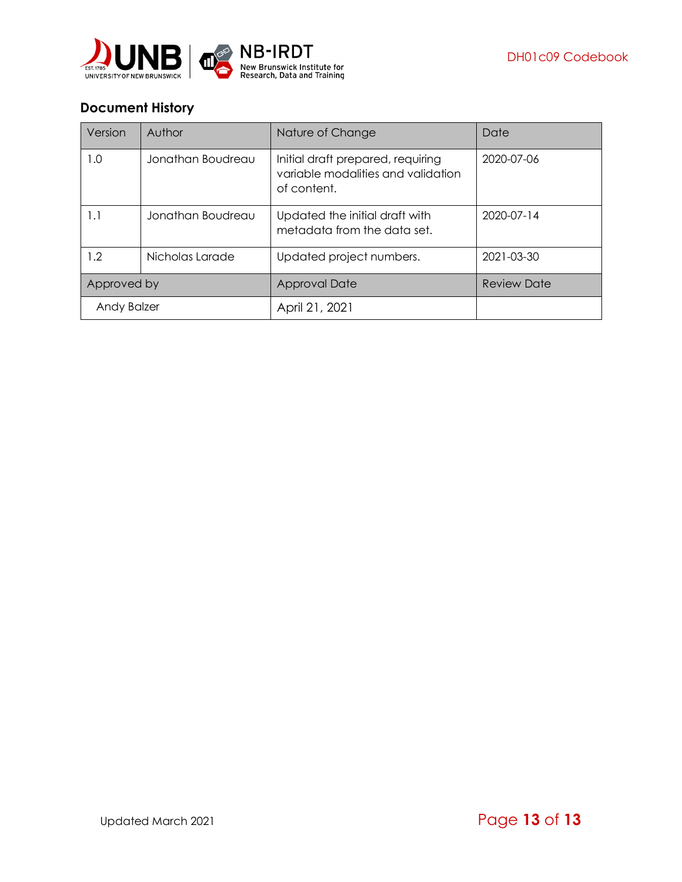### Document History

| Version | Author | Nature of Change | Date |
| --- | --- | --- | --- |
| 1.0 | Jonathan Boudreau | Initial draft prepared, requiring variable modalities and validation of content. | 2020-07-06 |
| 1.1 | Jonathan Boudreau | Updated the initial draft with metadata from the data set. | 2020-07-14 |
| 1.2 | Nicholas Larade | Updated project numbers. | 2021-03-30 |
| Approved by | | Approval Date | Review Date |
| Andy Balzer | | April 21, 2021 | |